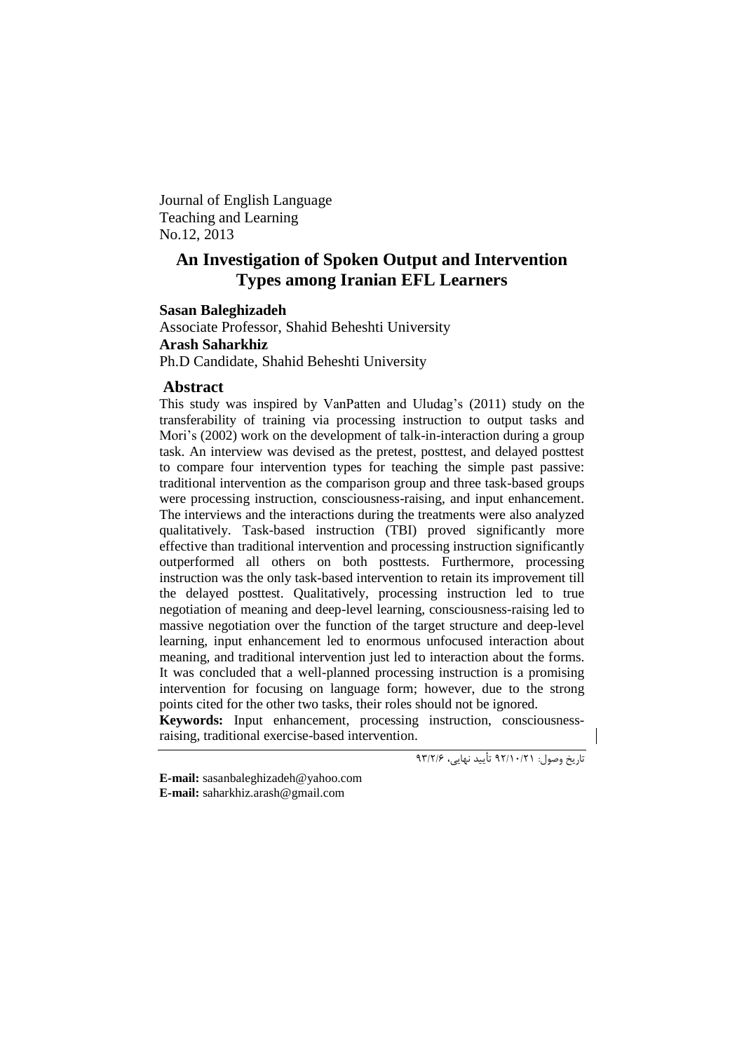Journal of English Language
Teaching and Learning
No.12, 2013

# An Investigation of Spoken Output and Intervention Types among Iranian EFL Learners

**Sasan Baleghizadeh**
Associate Professor, Shahid Beheshti University
**Arash Saharkhiz**
Ph.D Candidate, Shahid Beheshti University

## Abstract

This study was inspired by VanPatten and Uludag's (2011) study on the transferability of training via processing instruction to output tasks and Mori's (2002) work on the development of talk-in-interaction during a group task. An interview was devised as the pretest, posttest, and delayed posttest to compare four intervention types for teaching the simple past passive: traditional intervention as the comparison group and three task-based groups were processing instruction, consciousness-raising, and input enhancement. The interviews and the interactions during the treatments were also analyzed qualitatively. Task-based instruction (TBI) proved significantly more effective than traditional intervention and processing instruction significantly outperformed all others on both posttests. Furthermore, processing instruction was the only task-based intervention to retain its improvement till the delayed posttest. Qualitatively, processing instruction led to true negotiation of meaning and deep-level learning, consciousness-raising led to massive negotiation over the function of the target structure and deep-level learning, input enhancement led to enormous unfocused interaction about meaning, and traditional intervention just led to interaction about the forms. It was concluded that a well-planned processing instruction is a promising intervention for focusing on language form; however, due to the strong points cited for the other two tasks, their roles should not be ignored.

**Keywords:** Input enhancement, processing instruction, consciousness-raising, traditional exercise-based intervention.

تاریخ وصول: ۹۲/۱۰/۲۱ تأیید نهایی، ۹۳/۲/۶

**E-mail:** sasanbaleghizadeh@yahoo.com
**E-mail:** saharkhiz.arash@gmail.com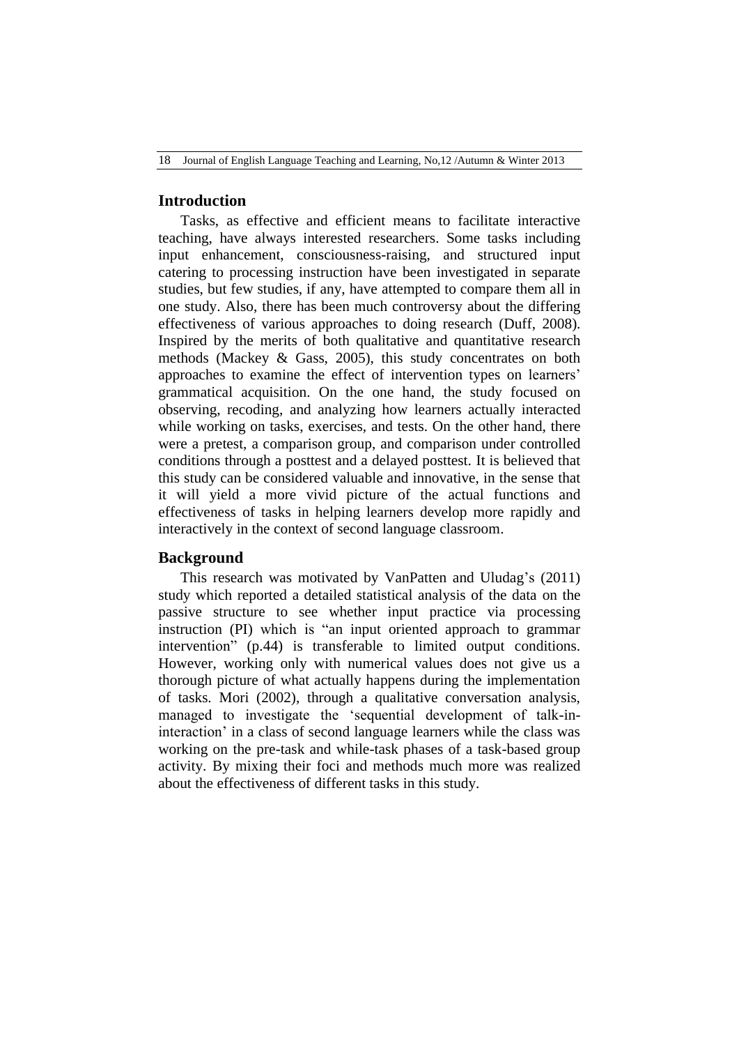## Introduction

Tasks, as effective and efficient means to facilitate interactive teaching, have always interested researchers. Some tasks including input enhancement, consciousness-raising, and structured input catering to processing instruction have been investigated in separate studies, but few studies, if any, have attempted to compare them all in one study. Also, there has been much controversy about the differing effectiveness of various approaches to doing research (Duff, 2008). Inspired by the merits of both qualitative and quantitative research methods (Mackey & Gass, 2005), this study concentrates on both approaches to examine the effect of intervention types on learners' grammatical acquisition. On the one hand, the study focused on observing, recoding, and analyzing how learners actually interacted while working on tasks, exercises, and tests. On the other hand, there were a pretest, a comparison group, and comparison under controlled conditions through a posttest and a delayed posttest. It is believed that this study can be considered valuable and innovative, in the sense that it will yield a more vivid picture of the actual functions and effectiveness of tasks in helping learners develop more rapidly and interactively in the context of second language classroom.

## Background

This research was motivated by VanPatten and Uludag's (2011) study which reported a detailed statistical analysis of the data on the passive structure to see whether input practice via processing instruction (PI) which is "an input oriented approach to grammar intervention" (p.44) is transferable to limited output conditions. However, working only with numerical values does not give us a thorough picture of what actually happens during the implementation of tasks. Mori (2002), through a qualitative conversation analysis, managed to investigate the 'sequential development of talk-in-interaction' in a class of second language learners while the class was working on the pre-task and while-task phases of a task-based group activity. By mixing their foci and methods much more was realized about the effectiveness of different tasks in this study.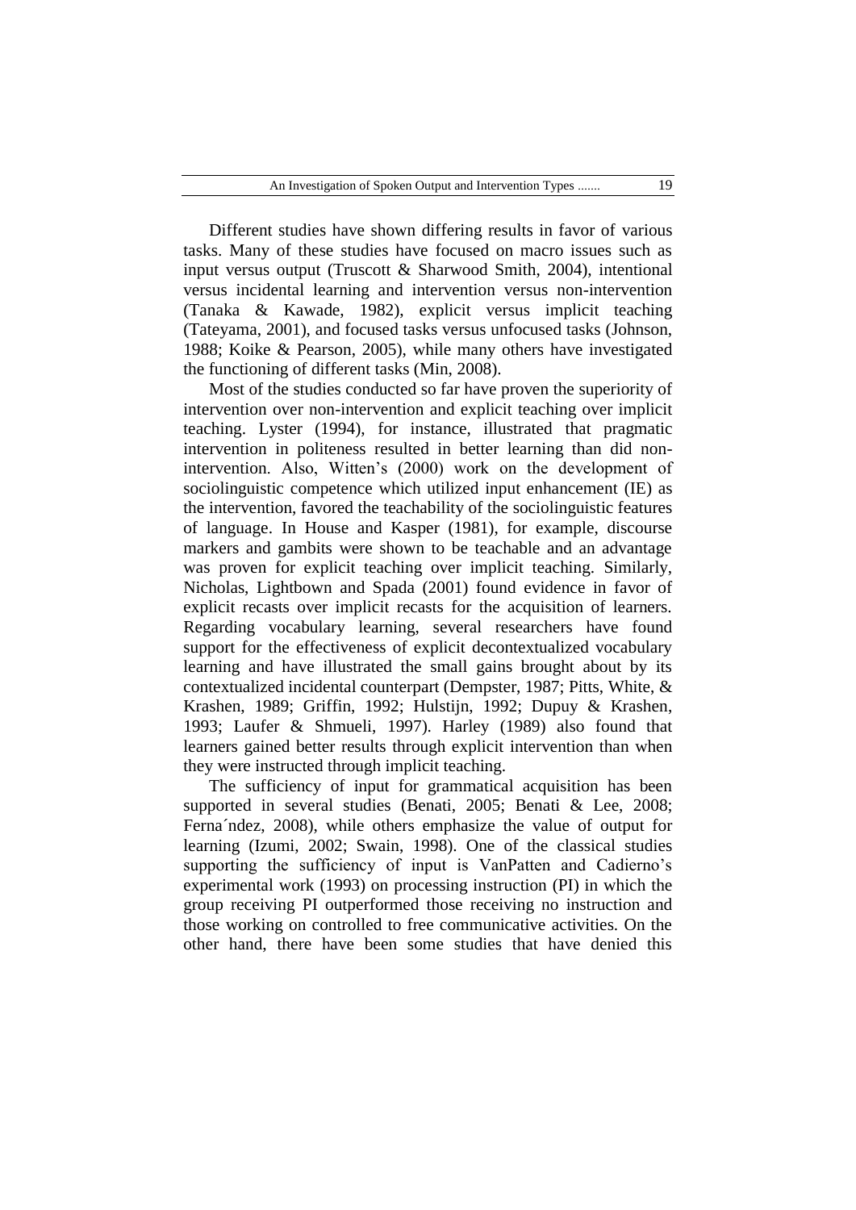Different studies have shown differing results in favor of various tasks. Many of these studies have focused on macro issues such as input versus output (Truscott & Sharwood Smith, 2004), intentional versus incidental learning and intervention versus non-intervention (Tanaka & Kawade, 1982), explicit versus implicit teaching (Tateyama, 2001), and focused tasks versus unfocused tasks (Johnson, 1988; Koike & Pearson, 2005), while many others have investigated the functioning of different tasks (Min, 2008).

Most of the studies conducted so far have proven the superiority of intervention over non-intervention and explicit teaching over implicit teaching. Lyster (1994), for instance, illustrated that pragmatic intervention in politeness resulted in better learning than did non-intervention. Also, Witten's (2000) work on the development of sociolinguistic competence which utilized input enhancement (IE) as the intervention, favored the teachability of the sociolinguistic features of language. In House and Kasper (1981), for example, discourse markers and gambits were shown to be teachable and an advantage was proven for explicit teaching over implicit teaching. Similarly, Nicholas, Lightbown and Spada (2001) found evidence in favor of explicit recasts over implicit recasts for the acquisition of learners. Regarding vocabulary learning, several researchers have found support for the effectiveness of explicit decontextualized vocabulary learning and have illustrated the small gains brought about by its contextualized incidental counterpart (Dempster, 1987; Pitts, White, & Krashen, 1989; Griffin, 1992; Hulstijn, 1992; Dupuy & Krashen, 1993; Laufer & Shmueli, 1997). Harley (1989) also found that learners gained better results through explicit intervention than when they were instructed through implicit teaching.

The sufficiency of input for grammatical acquisition has been supported in several studies (Benati, 2005; Benati & Lee, 2008; Ferna´ndez, 2008), while others emphasize the value of output for learning (Izumi, 2002; Swain, 1998). One of the classical studies supporting the sufficiency of input is VanPatten and Cadierno's experimental work (1993) on processing instruction (PI) in which the group receiving PI outperformed those receiving no instruction and those working on controlled to free communicative activities. On the other hand, there have been some studies that have denied this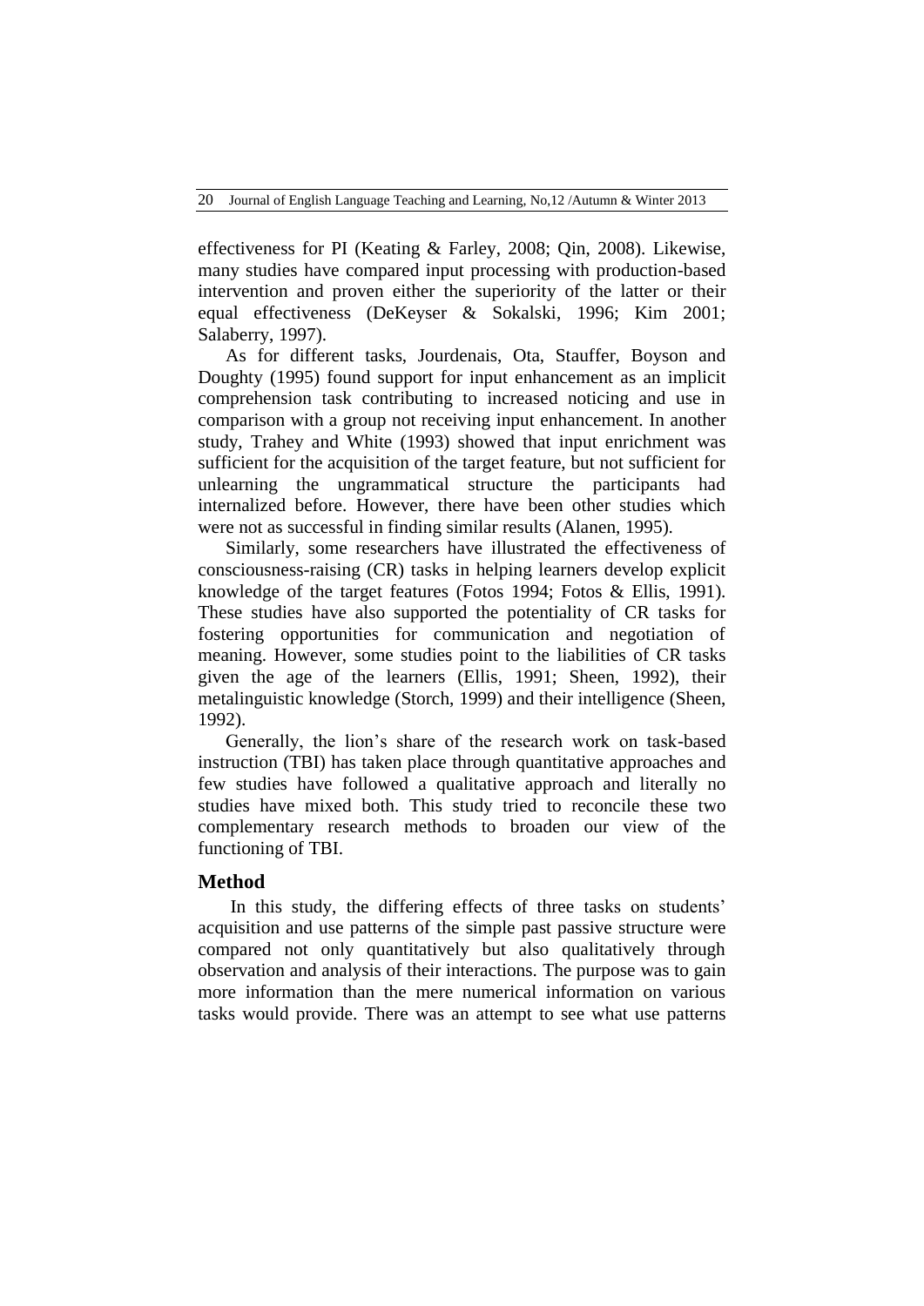effectiveness for PI (Keating & Farley, 2008; Qin, 2008). Likewise, many studies have compared input processing with production-based intervention and proven either the superiority of the latter or their equal effectiveness (DeKeyser & Sokalski, 1996; Kim 2001; Salaberry, 1997).

As for different tasks, Jourdenais, Ota, Stauffer, Boyson and Doughty (1995) found support for input enhancement as an implicit comprehension task contributing to increased noticing and use in comparison with a group not receiving input enhancement. In another study, Trahey and White (1993) showed that input enrichment was sufficient for the acquisition of the target feature, but not sufficient for unlearning the ungrammatical structure the participants had internalized before. However, there have been other studies which were not as successful in finding similar results (Alanen, 1995).

Similarly, some researchers have illustrated the effectiveness of consciousness-raising (CR) tasks in helping learners develop explicit knowledge of the target features (Fotos 1994; Fotos & Ellis, 1991). These studies have also supported the potentiality of CR tasks for fostering opportunities for communication and negotiation of meaning. However, some studies point to the liabilities of CR tasks given the age of the learners (Ellis, 1991; Sheen, 1992), their metalinguistic knowledge (Storch, 1999) and their intelligence (Sheen, 1992).

Generally, the lion's share of the research work on task-based instruction (TBI) has taken place through quantitative approaches and few studies have followed a qualitative approach and literally no studies have mixed both. This study tried to reconcile these two complementary research methods to broaden our view of the functioning of TBI.

## Method

In this study, the differing effects of three tasks on students' acquisition and use patterns of the simple past passive structure were compared not only quantitatively but also qualitatively through observation and analysis of their interactions. The purpose was to gain more information than the mere numerical information on various tasks would provide. There was an attempt to see what use patterns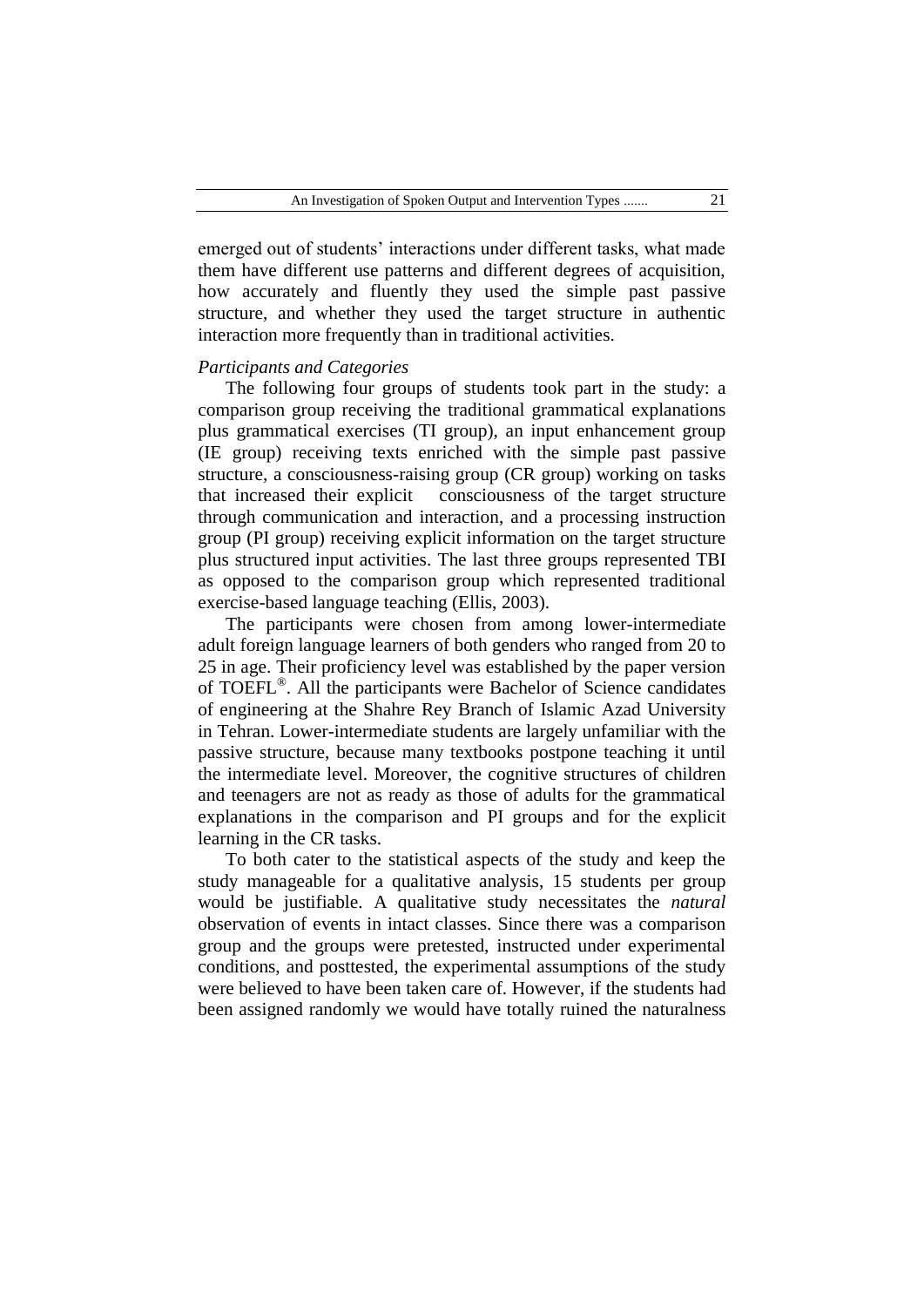emerged out of students' interactions under different tasks, what made them have different use patterns and different degrees of acquisition, how accurately and fluently they used the simple past passive structure, and whether they used the target structure in authentic interaction more frequently than in traditional activities.

*Participants and Categories*

The following four groups of students took part in the study: a comparison group receiving the traditional grammatical explanations plus grammatical exercises (TI group), an input enhancement group (IE group) receiving texts enriched with the simple past passive structure, a consciousness-raising group (CR group) working on tasks that increased their explicit consciousness of the target structure through communication and interaction, and a processing instruction group (PI group) receiving explicit information on the target structure plus structured input activities. The last three groups represented TBI as opposed to the comparison group which represented traditional exercise-based language teaching (Ellis, 2003).

The participants were chosen from among lower-intermediate adult foreign language learners of both genders who ranged from 20 to 25 in age. Their proficiency level was established by the paper version of TOEFL®. All the participants were Bachelor of Science candidates of engineering at the Shahre Rey Branch of Islamic Azad University in Tehran. Lower-intermediate students are largely unfamiliar with the passive structure, because many textbooks postpone teaching it until the intermediate level. Moreover, the cognitive structures of children and teenagers are not as ready as those of adults for the grammatical explanations in the comparison and PI groups and for the explicit learning in the CR tasks.

To both cater to the statistical aspects of the study and keep the study manageable for a qualitative analysis, 15 students per group would be justifiable. A qualitative study necessitates the *natural* observation of events in intact classes. Since there was a comparison group and the groups were pretested, instructed under experimental conditions, and posttested, the experimental assumptions of the study were believed to have been taken care of. However, if the students had been assigned randomly we would have totally ruined the naturalness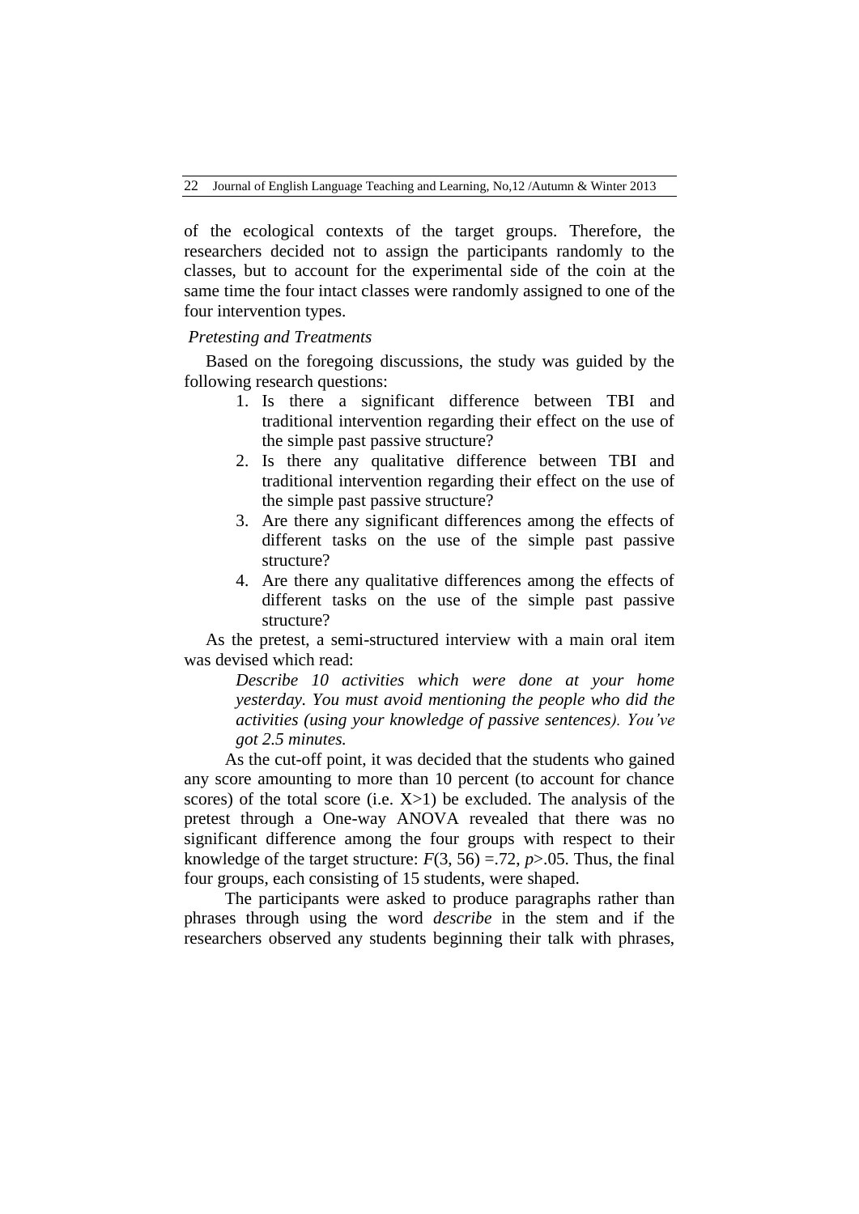of the ecological contexts of the target groups. Therefore, the researchers decided not to assign the participants randomly to the classes, but to account for the experimental side of the coin at the same time the four intact classes were randomly assigned to one of the four intervention types.

*Pretesting and Treatments*

Based on the foregoing discussions, the study was guided by the following research questions:

1. Is there a significant difference between TBI and traditional intervention regarding their effect on the use of the simple past passive structure?
2. Is there any qualitative difference between TBI and traditional intervention regarding their effect on the use of the simple past passive structure?
3. Are there any significant differences among the effects of different tasks on the use of the simple past passive structure?
4. Are there any qualitative differences among the effects of different tasks on the use of the simple past passive structure?

As the pretest, a semi-structured interview with a main oral item was devised which read:

> *Describe 10 activities which were done at your home yesterday. You must avoid mentioning the people who did the activities (using your knowledge of passive sentences). You've got 2.5 minutes.*

As the cut-off point, it was decided that the students who gained any score amounting to more than 10 percent (to account for chance scores) of the total score (i.e. $X>1$) be excluded. The analysis of the pretest through a One-way ANOVA revealed that there was no significant difference among the four groups with respect to their knowledge of the target structure: $F(3, 56) = .72$, $p > .05$. Thus, the final four groups, each consisting of 15 students, were shaped.

The participants were asked to produce paragraphs rather than phrases through using the word *describe* in the stem and if the researchers observed any students beginning their talk with phrases,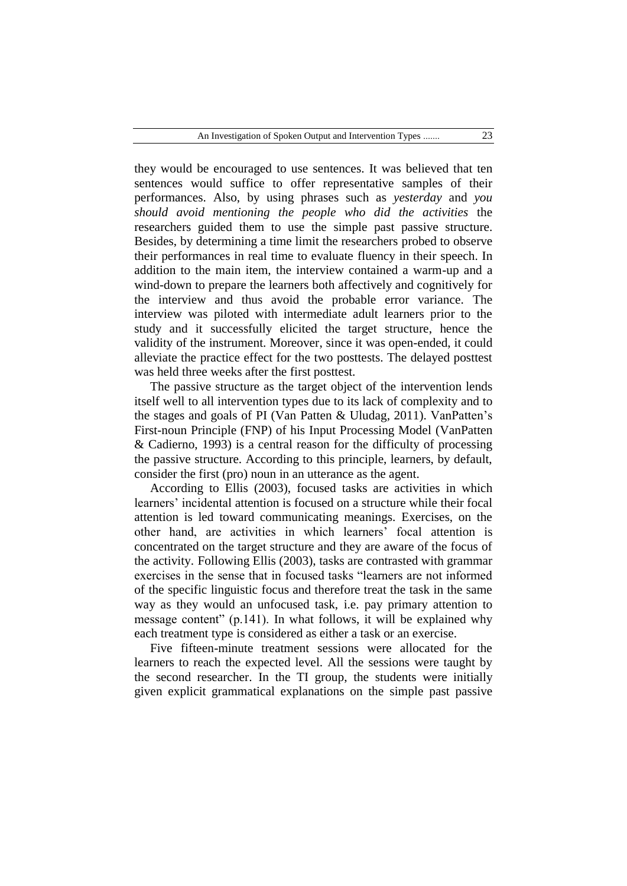they would be encouraged to use sentences. It was believed that ten sentences would suffice to offer representative samples of their performances. Also, by using phrases such as *yesterday* and *you should avoid mentioning the people who did the activities* the researchers guided them to use the simple past passive structure. Besides, by determining a time limit the researchers probed to observe their performances in real time to evaluate fluency in their speech. In addition to the main item, the interview contained a warm-up and a wind-down to prepare the learners both affectively and cognitively for the interview and thus avoid the probable error variance. The interview was piloted with intermediate adult learners prior to the study and it successfully elicited the target structure, hence the validity of the instrument. Moreover, since it was open-ended, it could alleviate the practice effect for the two posttests. The delayed posttest was held three weeks after the first posttest.

The passive structure as the target object of the intervention lends itself well to all intervention types due to its lack of complexity and to the stages and goals of PI (Van Patten & Uludag, 2011). VanPatten's First-noun Principle (FNP) of his Input Processing Model (VanPatten & Cadierno, 1993) is a central reason for the difficulty of processing the passive structure. According to this principle, learners, by default, consider the first (pro) noun in an utterance as the agent.

According to Ellis (2003), focused tasks are activities in which learners' incidental attention is focused on a structure while their focal attention is led toward communicating meanings. Exercises, on the other hand, are activities in which learners' focal attention is concentrated on the target structure and they are aware of the focus of the activity. Following Ellis (2003), tasks are contrasted with grammar exercises in the sense that in focused tasks "learners are not informed of the specific linguistic focus and therefore treat the task in the same way as they would an unfocused task, i.e. pay primary attention to message content" (p.141). In what follows, it will be explained why each treatment type is considered as either a task or an exercise.

Five fifteen-minute treatment sessions were allocated for the learners to reach the expected level. All the sessions were taught by the second researcher. In the TI group, the students were initially given explicit grammatical explanations on the simple past passive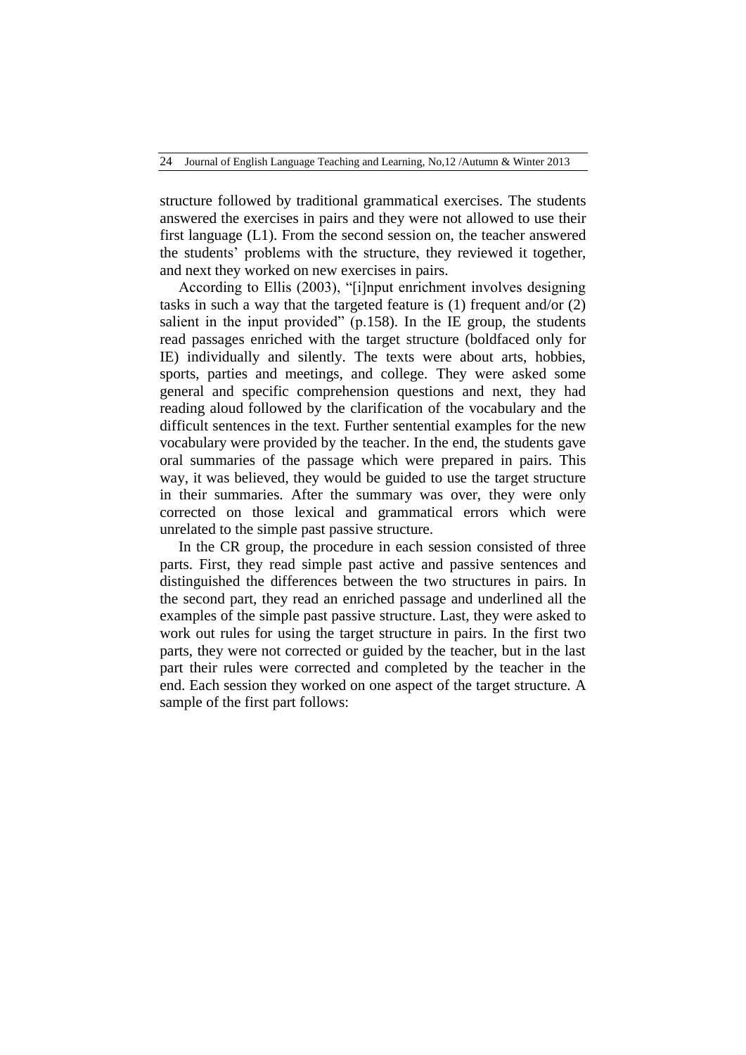structure followed by traditional grammatical exercises. The students answered the exercises in pairs and they were not allowed to use their first language (L1). From the second session on, the teacher answered the students' problems with the structure, they reviewed it together, and next they worked on new exercises in pairs.

According to Ellis (2003), "[i]nput enrichment involves designing tasks in such a way that the targeted feature is (1) frequent and/or (2) salient in the input provided" (p.158). In the IE group, the students read passages enriched with the target structure (boldfaced only for IE) individually and silently. The texts were about arts, hobbies, sports, parties and meetings, and college. They were asked some general and specific comprehension questions and next, they had reading aloud followed by the clarification of the vocabulary and the difficult sentences in the text. Further sentential examples for the new vocabulary were provided by the teacher. In the end, the students gave oral summaries of the passage which were prepared in pairs. This way, it was believed, they would be guided to use the target structure in their summaries. After the summary was over, they were only corrected on those lexical and grammatical errors which were unrelated to the simple past passive structure.

In the CR group, the procedure in each session consisted of three parts. First, they read simple past active and passive sentences and distinguished the differences between the two structures in pairs. In the second part, they read an enriched passage and underlined all the examples of the simple past passive structure. Last, they were asked to work out rules for using the target structure in pairs. In the first two parts, they were not corrected or guided by the teacher, but in the last part their rules were corrected and completed by the teacher in the end. Each session they worked on one aspect of the target structure. A sample of the first part follows: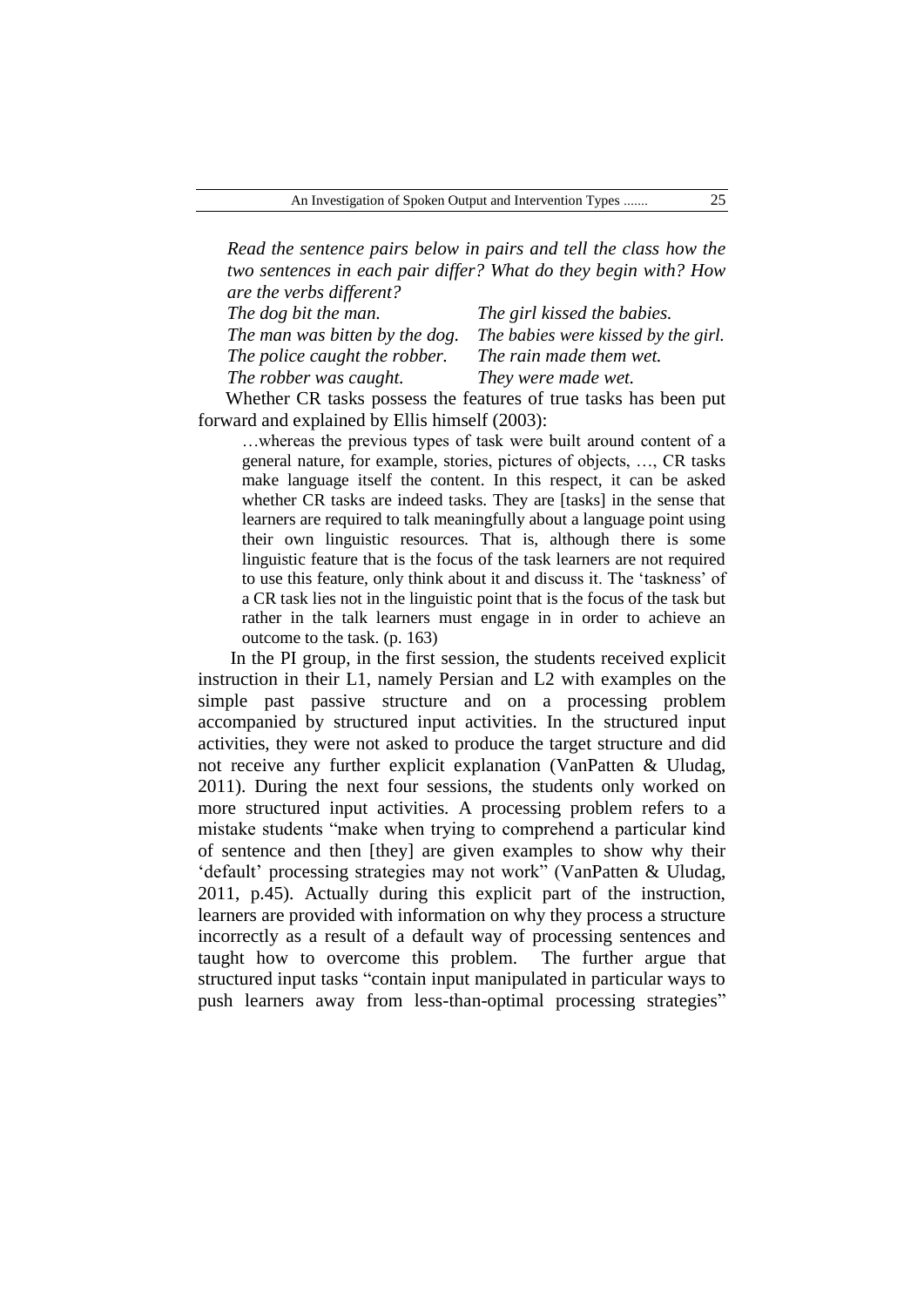*Read the sentence pairs below in pairs and tell the class how the two sentences in each pair differ? What do they begin with? How are the verbs different?*

| | |
|---|---|
| *The dog bit the man.* | *The girl kissed the babies.* |
| *The man was bitten by the dog.* | *The babies were kissed by the girl.* |
| *The police caught the robber.* | *The rain made them wet.* |
| *The robber was caught.* | *They were made wet.* |

Whether CR tasks possess the features of true tasks has been put forward and explained by Ellis himself (2003):

> …whereas the previous types of task were built around content of a general nature, for example, stories, pictures of objects, …, CR tasks make language itself the content. In this respect, it can be asked whether CR tasks are indeed tasks. They are [tasks] in the sense that learners are required to talk meaningfully about a language point using their own linguistic resources. That is, although there is some linguistic feature that is the focus of the task learners are not required to use this feature, only think about it and discuss it. The 'taskness' of a CR task lies not in the linguistic point that is the focus of the task but rather in the talk learners must engage in in order to achieve an outcome to the task. (p. 163)

In the PI group, in the first session, the students received explicit instruction in their L1, namely Persian and L2 with examples on the simple past passive structure and on a processing problem accompanied by structured input activities. In the structured input activities, they were not asked to produce the target structure and did not receive any further explicit explanation (VanPatten & Uludag, 2011). During the next four sessions, the students only worked on more structured input activities. A processing problem refers to a mistake students "make when trying to comprehend a particular kind of sentence and then [they] are given examples to show why their 'default' processing strategies may not work" (VanPatten & Uludag, 2011, p.45). Actually during this explicit part of the instruction, learners are provided with information on why they process a structure incorrectly as a result of a default way of processing sentences and taught how to overcome this problem. The further argue that structured input tasks "contain input manipulated in particular ways to push learners away from less-than-optimal processing strategies"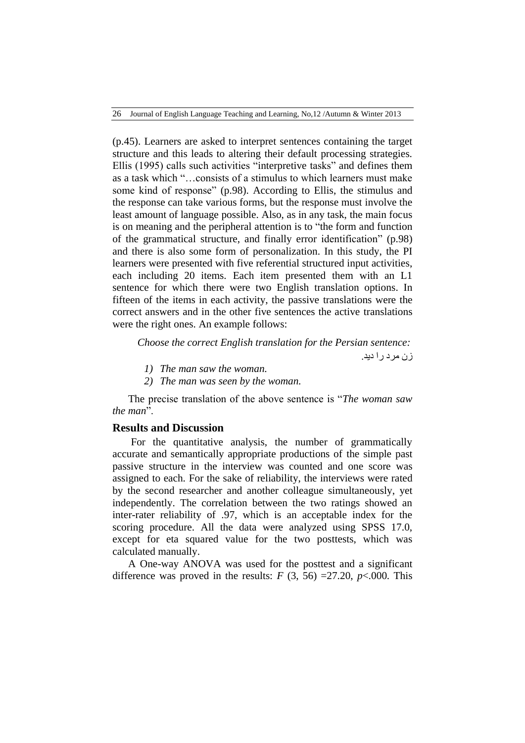(p.45). Learners are asked to interpret sentences containing the target structure and this leads to altering their default processing strategies. Ellis (1995) calls such activities "interpretive tasks" and defines them as a task which "…consists of a stimulus to which learners must make some kind of response" (p.98). According to Ellis, the stimulus and the response can take various forms, but the response must involve the least amount of language possible. Also, as in any task, the main focus is on meaning and the peripheral attention is to "the form and function of the grammatical structure, and finally error identification" (p.98) and there is also some form of personalization. In this study, the PI learners were presented with five referential structured input activities, each including 20 items. Each item presented them with an L1 sentence for which there were two English translation options. In fifteen of the items in each activity, the passive translations were the correct answers and in the other five sentences the active translations were the right ones. An example follows:

*Choose the correct English translation for the Persian sentence:*

زن مرد را دید.

1) *The man saw the woman.*
2) *The man was seen by the woman.*

The precise translation of the above sentence is "*The woman saw the man*".

## Results and Discussion

For the quantitative analysis, the number of grammatically accurate and semantically appropriate productions of the simple past passive structure in the interview was counted and one score was assigned to each. For the sake of reliability, the interviews were rated by the second researcher and another colleague simultaneously, yet independently. The correlation between the two ratings showed an inter-rater reliability of .97, which is an acceptable index for the scoring procedure. All the data were analyzed using SPSS 17.0, except for eta squared value for the two posttests, which was calculated manually.

A One-way ANOVA was used for the posttest and a significant difference was proved in the results: $F$ (3, 56) =27.20, $p$<.000. This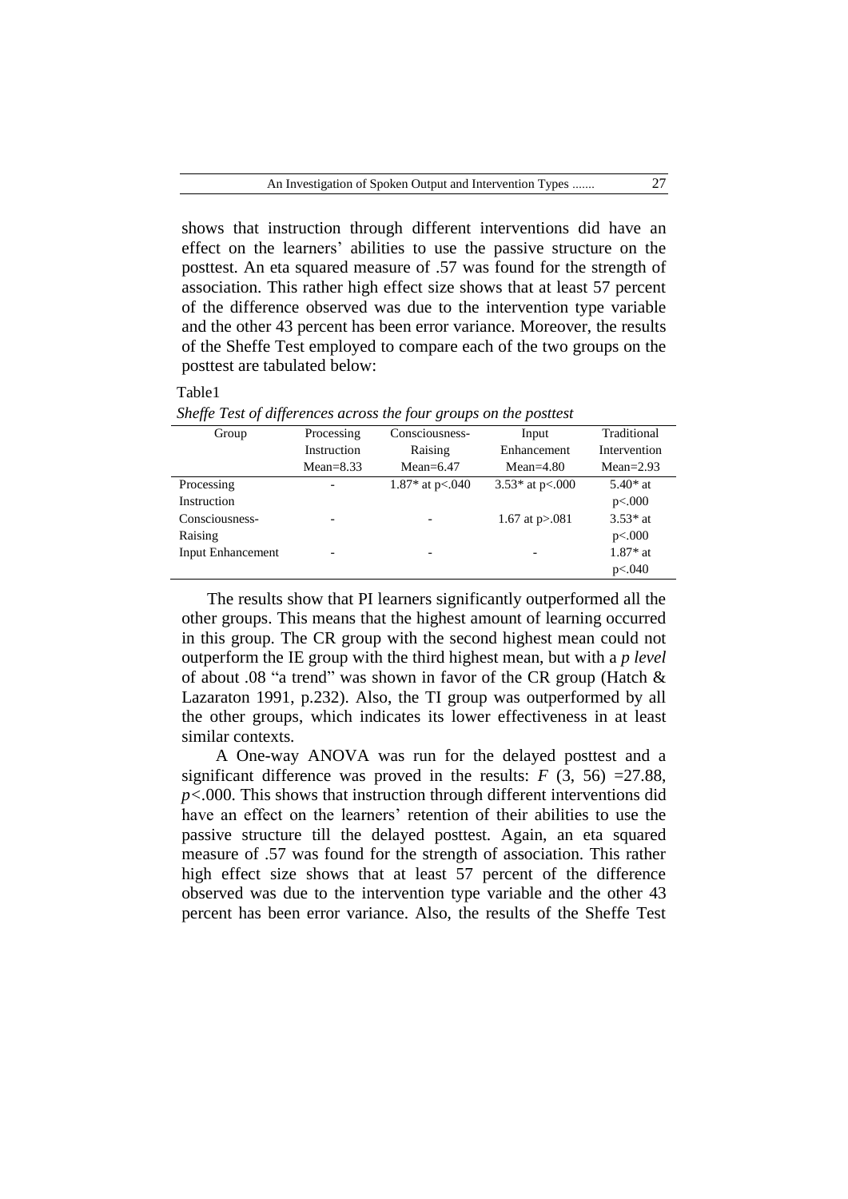shows that instruction through different interventions did have an effect on the learners' abilities to use the passive structure on the posttest. An eta squared measure of .57 was found for the strength of association. This rather high effect size shows that at least 57 percent of the difference observed was due to the intervention type variable and the other 43 percent has been error variance. Moreover, the results of the Sheffe Test employed to compare each of the two groups on the posttest are tabulated below:

Table1

*Sheffe Test of differences across the four groups on the posttest*

| Group | Processing Instruction Mean=8.33 | Consciousness-Raising Mean=6.47 | Input Enhancement Mean=4.80 | Traditional Intervention Mean=2.93 |
|---|---|---|---|---|
| Processing Instruction | - | 1.87* at p<.040 | 3.53* at p<.000 | 5.40* at p<.000 |
| Consciousness-Raising | - | - | 1.67 at p>.081 | 3.53* at p<.000 |
| Input Enhancement | - | - | - | 1.87* at p<.040 |

The results show that PI learners significantly outperformed all the other groups. This means that the highest amount of learning occurred in this group. The CR group with the second highest mean could not outperform the IE group with the third highest mean, but with a *p level* of about .08 "a trend" was shown in favor of the CR group (Hatch & Lazaraton 1991, p.232). Also, the TI group was outperformed by all the other groups, which indicates its lower effectiveness in at least similar contexts.

A One-way ANOVA was run for the delayed posttest and a significant difference was proved in the results: $F$ (3, 56) =27.88, $p$<.000. This shows that instruction through different interventions did have an effect on the learners' retention of their abilities to use the passive structure till the delayed posttest. Again, an eta squared measure of .57 was found for the strength of association. This rather high effect size shows that at least 57 percent of the difference observed was due to the intervention type variable and the other 43 percent has been error variance. Also, the results of the Sheffe Test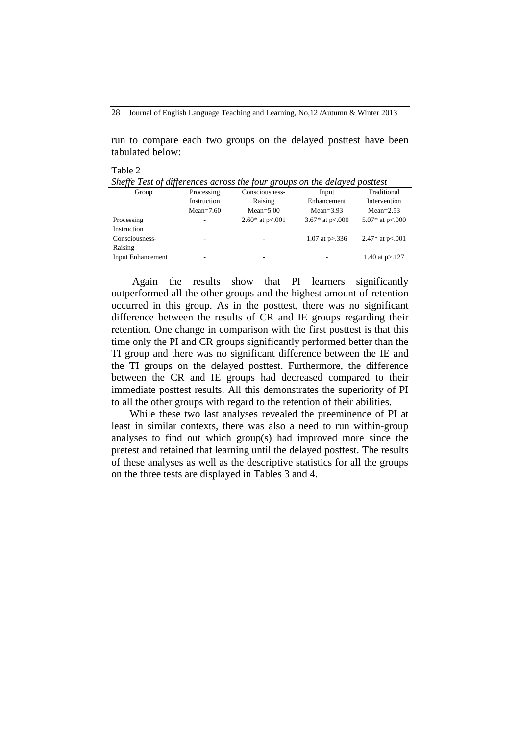run to compare each two groups on the delayed posttest have been tabulated below:

Table 2

*Sheffe Test of differences across the four groups on the delayed posttest*

| Group | Processing Instruction Mean=7.60 | Consciousness-Raising Mean=5.00 | Input Enhancement Mean=3.93 | Traditional Intervention Mean=2.53 |
|---|---|---|---|---|
| Processing Instruction | - | 2.60* at p<.001 | 3.67* at p<.000 | 5.07* at p<.000 |
| Consciousness-Raising | - | - | 1.07 at p>.336 | 2.47* at p<.001 |
| Input Enhancement | - | - | - | 1.40 at p>.127 |

Again the results show that PI learners significantly outperformed all the other groups and the highest amount of retention occurred in this group. As in the posttest, there was no significant difference between the results of CR and IE groups regarding their retention. One change in comparison with the first posttest is that this time only the PI and CR groups significantly performed better than the TI group and there was no significant difference between the IE and the TI groups on the delayed posttest. Furthermore, the difference between the CR and IE groups had decreased compared to their immediate posttest results. All this demonstrates the superiority of PI to all the other groups with regard to the retention of their abilities.

While these two last analyses revealed the preeminence of PI at least in similar contexts, there was also a need to run within-group analyses to find out which group(s) had improved more since the pretest and retained that learning until the delayed posttest. The results of these analyses as well as the descriptive statistics for all the groups on the three tests are displayed in Tables 3 and 4.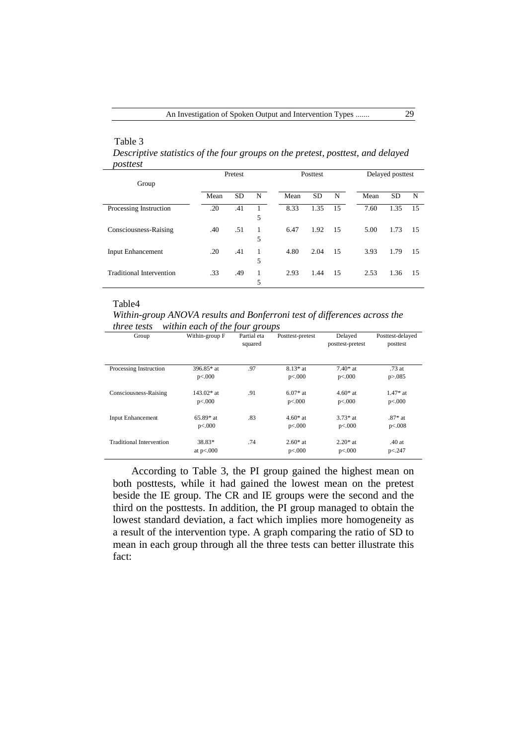Table 3

*Descriptive statistics of the four groups on the pretest, posttest, and delayed posttest*

| Group | Pretest | | | Posttest | | | Delayed posttest | | |
|---|---|---|---|---|---|---|---|---|---|
| | Mean | SD | N | Mean | SD | N | Mean | SD | N |
| Processing Instruction | .20 | .41 | 15 | 8.33 | 1.35 | 15 | 7.60 | 1.35 | 15 |
| Consciousness-Raising | .40 | .51 | 15 | 6.47 | 1.92 | 15 | 5.00 | 1.73 | 15 |
| Input Enhancement | .20 | .41 | 15 | 4.80 | 2.04 | 15 | 3.93 | 1.79 | 15 |
| Traditional Intervention | .33 | .49 | 15 | 2.93 | 1.44 | 15 | 2.53 | 1.36 | 15 |

Table4

*Within-group ANOVA results and Bonferroni test of differences across the three tests within each of the four groups*

| Group | Within-group F | Partial eta squared | Posttest-pretest | Delayed posttest-pretest | Posttest-delayed posttest |
|---|---|---|---|---|---|
| Processing Instruction | 396.85* at p<.000 | .97 | 8.13* at p<.000 | 7.40* at p<.000 | .73 at p>.085 |
| Consciousness-Raising | 143.02* at p<.000 | .91 | 6.07* at p<.000 | 4.60* at p<.000 | 1.47* at p<.000 |
| Input Enhancement | 65.89* at p<.000 | .83 | 4.60* at p<.000 | 3.73* at p<.000 | .87* at p<.008 |
| Traditional Intervention | 38.83* at p<.000 | .74 | 2.60* at p<.000 | 2.20* at p<.000 | .40 at p<.247 |

According to Table 3, the PI group gained the highest mean on both posttests, while it had gained the lowest mean on the pretest beside the IE group. The CR and IE groups were the second and the third on the posttests. In addition, the PI group managed to obtain the lowest standard deviation, a fact which implies more homogeneity as a result of the intervention type. A graph comparing the ratio of SD to mean in each group through all the three tests can better illustrate this fact: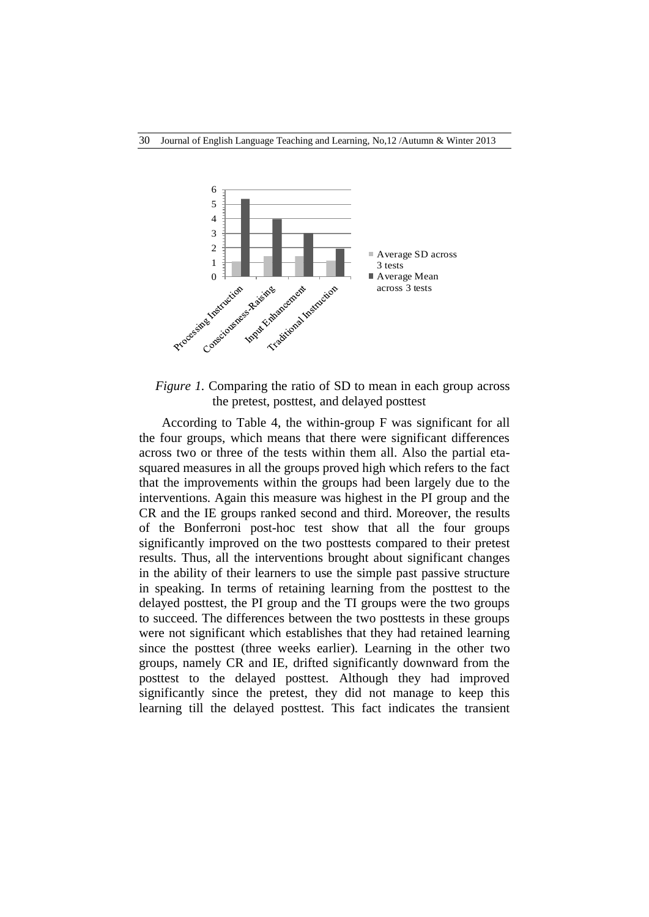*Figure 1.* Comparing the ratio of SD to mean in each group across the pretest, posttest, and delayed posttest

According to Table 4, the within-group F was significant for all the four groups, which means that there were significant differences across two or three of the tests within them all. Also the partial eta-squared measures in all the groups proved high which refers to the fact that the improvements within the groups had been largely due to the interventions. Again this measure was highest in the PI group and the CR and the IE groups ranked second and third. Moreover, the results of the Bonferroni post-hoc test show that all the four groups significantly improved on the two posttests compared to their pretest results. Thus, all the interventions brought about significant changes in the ability of their learners to use the simple past passive structure in speaking. In terms of retaining learning from the posttest to the delayed posttest, the PI group and the TI groups were the two groups to succeed. The differences between the two posttests in these groups were not significant which establishes that they had retained learning since the posttest (three weeks earlier). Learning in the other two groups, namely CR and IE, drifted significantly downward from the posttest to the delayed posttest. Although they had improved significantly since the pretest, they did not manage to keep this learning till the delayed posttest. This fact indicates the transient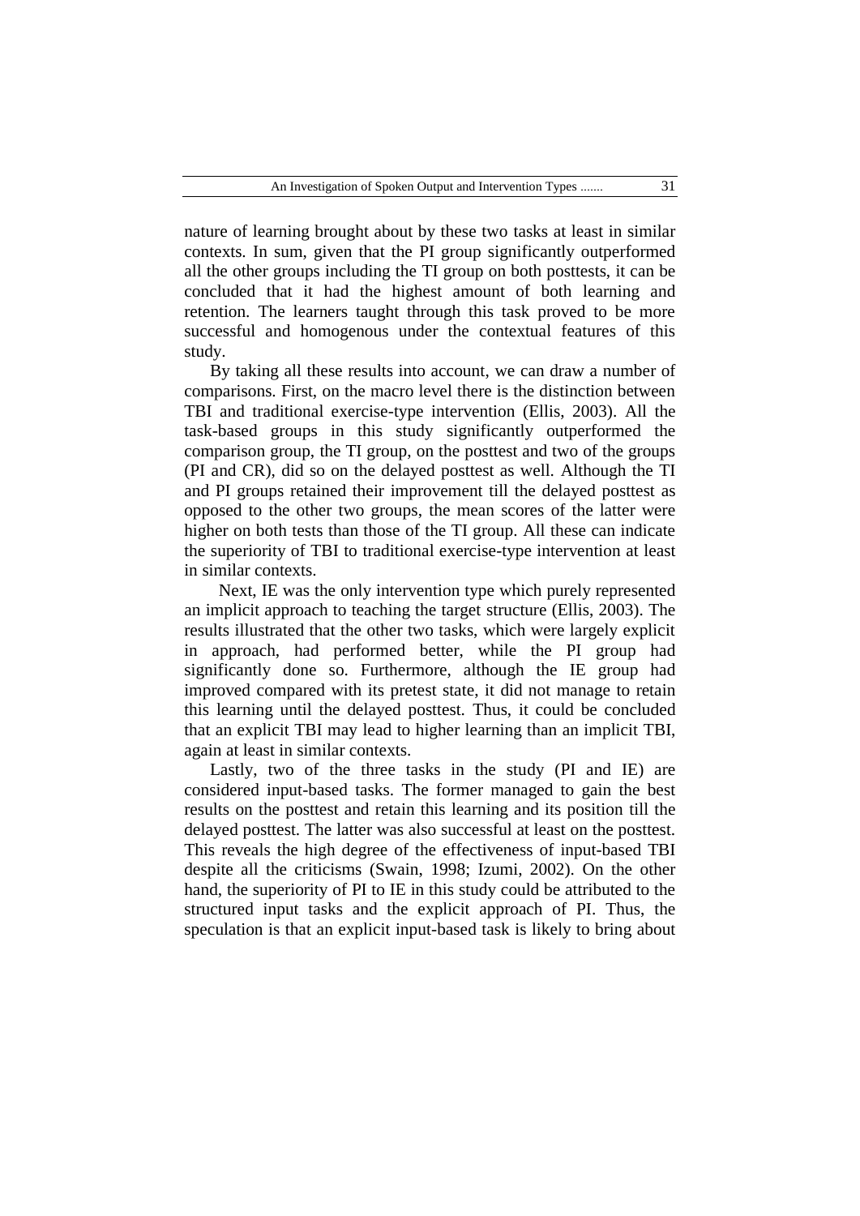nature of learning brought about by these two tasks at least in similar contexts. In sum, given that the PI group significantly outperformed all the other groups including the TI group on both posttests, it can be concluded that it had the highest amount of both learning and retention. The learners taught through this task proved to be more successful and homogenous under the contextual features of this study.

By taking all these results into account, we can draw a number of comparisons. First, on the macro level there is the distinction between TBI and traditional exercise-type intervention (Ellis, 2003). All the task-based groups in this study significantly outperformed the comparison group, the TI group, on the posttest and two of the groups (PI and CR), did so on the delayed posttest as well. Although the TI and PI groups retained their improvement till the delayed posttest as opposed to the other two groups, the mean scores of the latter were higher on both tests than those of the TI group. All these can indicate the superiority of TBI to traditional exercise-type intervention at least in similar contexts.

Next, IE was the only intervention type which purely represented an implicit approach to teaching the target structure (Ellis, 2003). The results illustrated that the other two tasks, which were largely explicit in approach, had performed better, while the PI group had significantly done so. Furthermore, although the IE group had improved compared with its pretest state, it did not manage to retain this learning until the delayed posttest. Thus, it could be concluded that an explicit TBI may lead to higher learning than an implicit TBI, again at least in similar contexts.

Lastly, two of the three tasks in the study (PI and IE) are considered input-based tasks. The former managed to gain the best results on the posttest and retain this learning and its position till the delayed posttest. The latter was also successful at least on the posttest. This reveals the high degree of the effectiveness of input-based TBI despite all the criticisms (Swain, 1998; Izumi, 2002). On the other hand, the superiority of PI to IE in this study could be attributed to the structured input tasks and the explicit approach of PI. Thus, the speculation is that an explicit input-based task is likely to bring about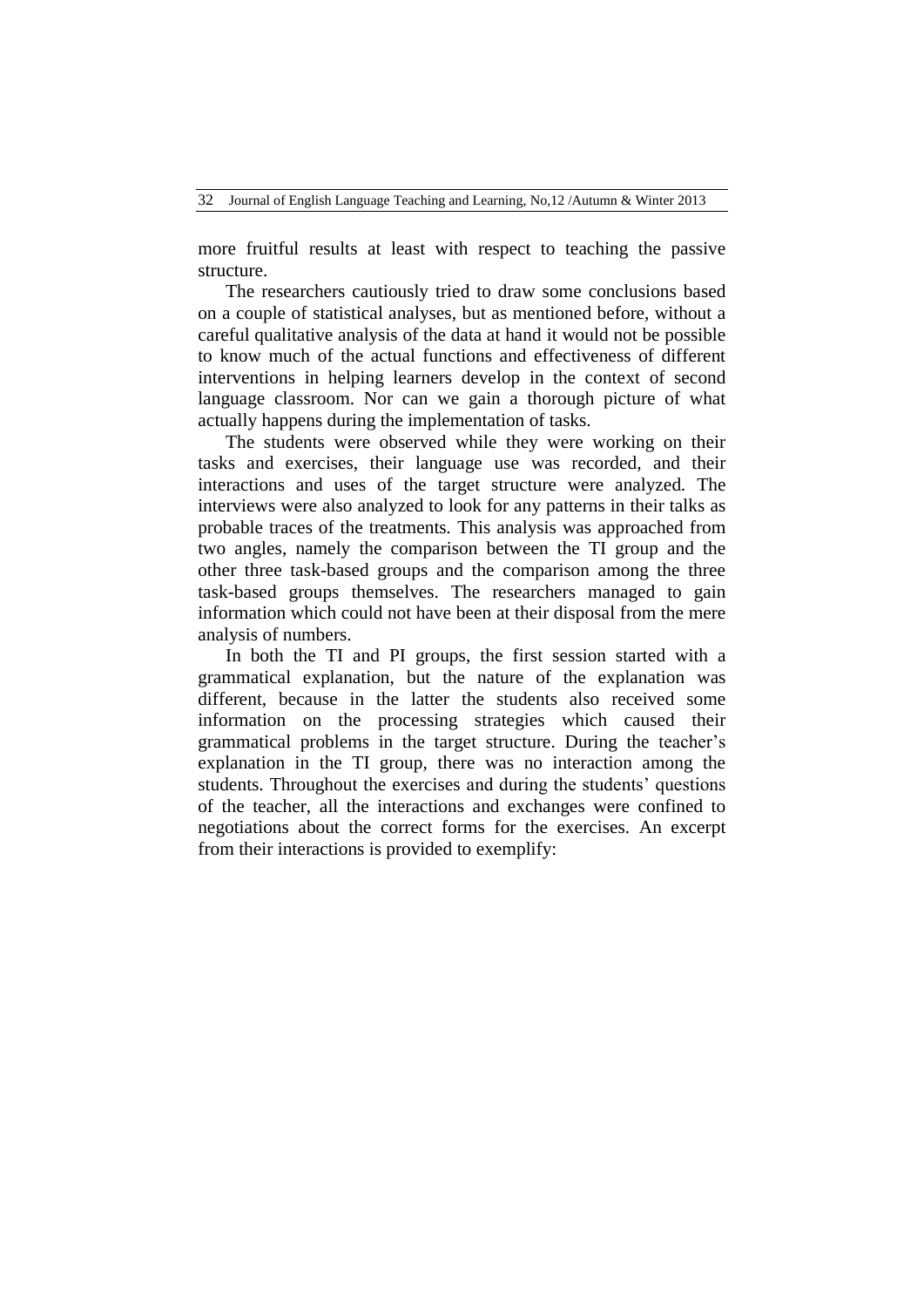more fruitful results at least with respect to teaching the passive structure.

The researchers cautiously tried to draw some conclusions based on a couple of statistical analyses, but as mentioned before, without a careful qualitative analysis of the data at hand it would not be possible to know much of the actual functions and effectiveness of different interventions in helping learners develop in the context of second language classroom. Nor can we gain a thorough picture of what actually happens during the implementation of tasks.

The students were observed while they were working on their tasks and exercises, their language use was recorded, and their interactions and uses of the target structure were analyzed. The interviews were also analyzed to look for any patterns in their talks as probable traces of the treatments. This analysis was approached from two angles, namely the comparison between the TI group and the other three task-based groups and the comparison among the three task-based groups themselves. The researchers managed to gain information which could not have been at their disposal from the mere analysis of numbers.

In both the TI and PI groups, the first session started with a grammatical explanation, but the nature of the explanation was different, because in the latter the students also received some information on the processing strategies which caused their grammatical problems in the target structure. During the teacher's explanation in the TI group, there was no interaction among the students. Throughout the exercises and during the students' questions of the teacher, all the interactions and exchanges were confined to negotiations about the correct forms for the exercises. An excerpt from their interactions is provided to exemplify: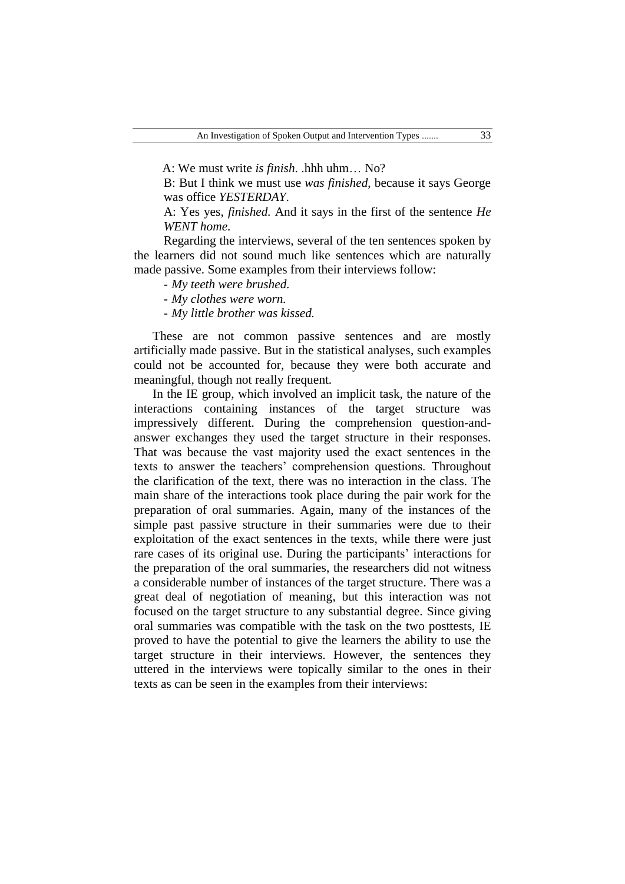A: We must write *is finish*. .hhh uhm… No?

B: But I think we must use *was finished*, because it says George was office *YESTERDAY*.

A: Yes yes, *finished*. And it says in the first of the sentence *He WENT home*.

Regarding the interviews, several of the ten sentences spoken by the learners did not sound much like sentences which are naturally made passive. Some examples from their interviews follow:

- *My teeth were brushed.*
- *My clothes were worn.*
- *My little brother was kissed.*

These are not common passive sentences and are mostly artificially made passive. But in the statistical analyses, such examples could not be accounted for, because they were both accurate and meaningful, though not really frequent.

In the IE group, which involved an implicit task, the nature of the interactions containing instances of the target structure was impressively different. During the comprehension question-and-answer exchanges they used the target structure in their responses. That was because the vast majority used the exact sentences in the texts to answer the teachers' comprehension questions. Throughout the clarification of the text, there was no interaction in the class. The main share of the interactions took place during the pair work for the preparation of oral summaries. Again, many of the instances of the simple past passive structure in their summaries were due to their exploitation of the exact sentences in the texts, while there were just rare cases of its original use. During the participants' interactions for the preparation of the oral summaries, the researchers did not witness a considerable number of instances of the target structure. There was a great deal of negotiation of meaning, but this interaction was not focused on the target structure to any substantial degree. Since giving oral summaries was compatible with the task on the two posttests, IE proved to have the potential to give the learners the ability to use the target structure in their interviews. However, the sentences they uttered in the interviews were topically similar to the ones in their texts as can be seen in the examples from their interviews: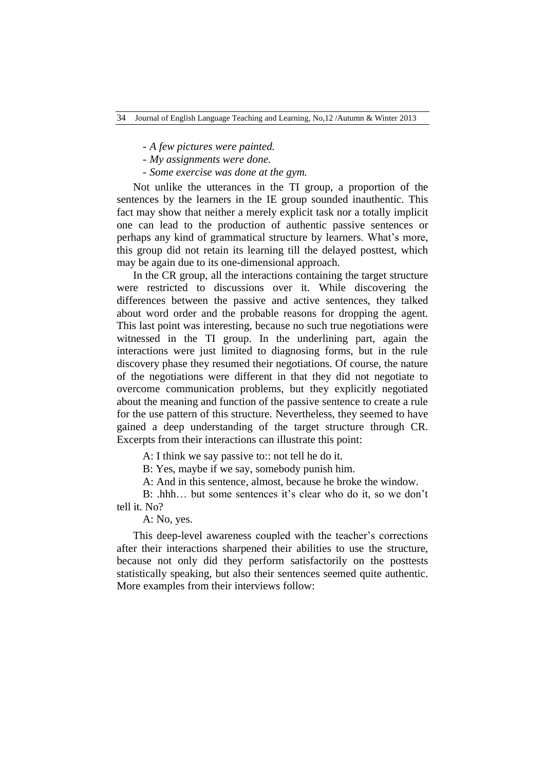- *A few pictures were painted.*
- *My assignments were done.*
- *Some exercise was done at the gym.*

Not unlike the utterances in the TI group, a proportion of the sentences by the learners in the IE group sounded inauthentic. This fact may show that neither a merely explicit task nor a totally implicit one can lead to the production of authentic passive sentences or perhaps any kind of grammatical structure by learners. What's more, this group did not retain its learning till the delayed posttest, which may be again due to its one-dimensional approach.

In the CR group, all the interactions containing the target structure were restricted to discussions over it. While discovering the differences between the passive and active sentences, they talked about word order and the probable reasons for dropping the agent. This last point was interesting, because no such true negotiations were witnessed in the TI group. In the underlining part, again the interactions were just limited to diagnosing forms, but in the rule discovery phase they resumed their negotiations. Of course, the nature of the negotiations were different in that they did not negotiate to overcome communication problems, but they explicitly negotiated about the meaning and function of the passive sentence to create a rule for the use pattern of this structure. Nevertheless, they seemed to have gained a deep understanding of the target structure through CR. Excerpts from their interactions can illustrate this point:

A: I think we say passive to:: not tell he do it.

B: Yes, maybe if we say, somebody punish him.

A: And in this sentence, almost, because he broke the window.

B: .hhh… but some sentences it's clear who do it, so we don't tell it. No?

A: No, yes.

This deep-level awareness coupled with the teacher's corrections after their interactions sharpened their abilities to use the structure, because not only did they perform satisfactorily on the posttests statistically speaking, but also their sentences seemed quite authentic. More examples from their interviews follow: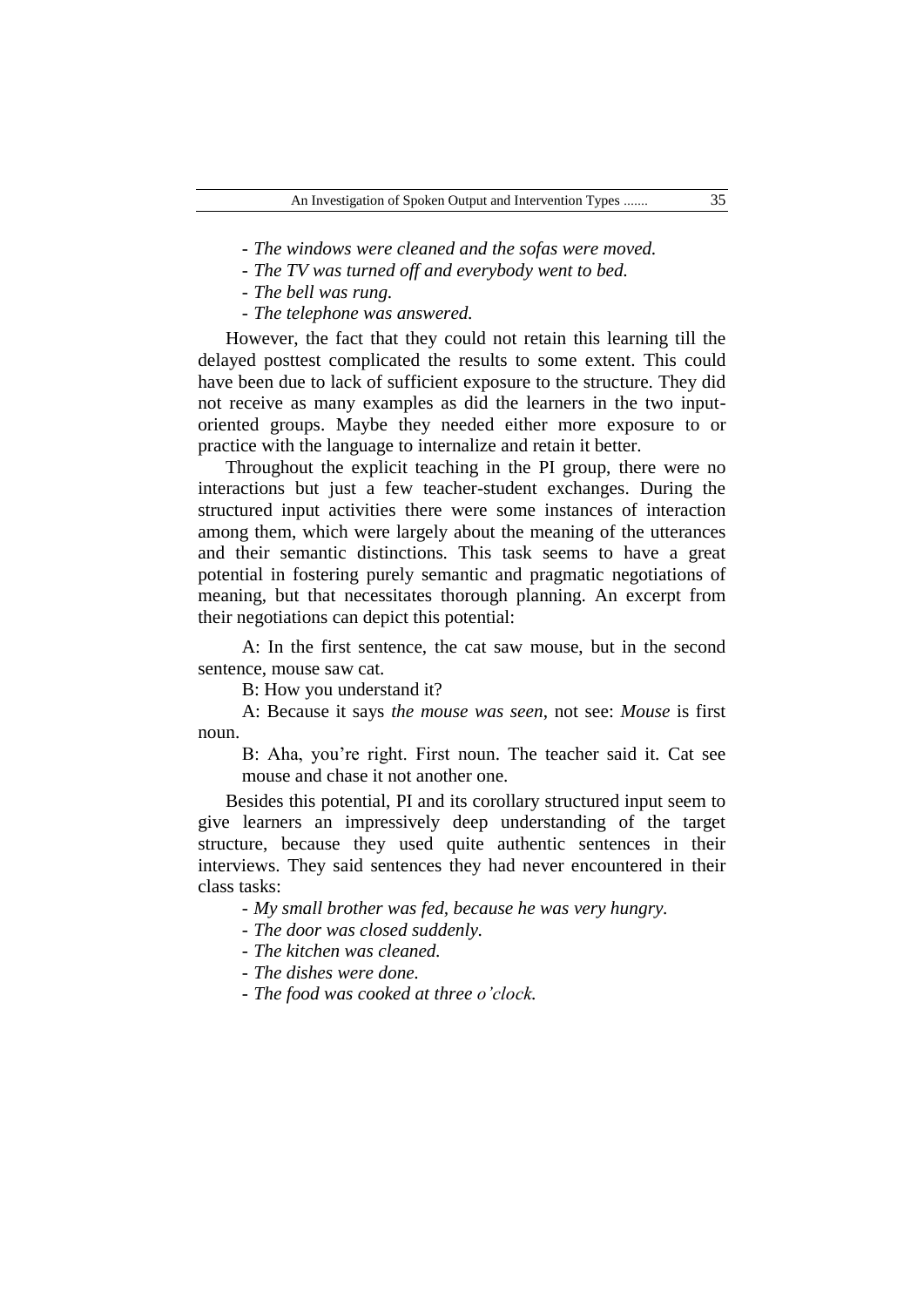- *The windows were cleaned and the sofas were moved.*
- *The TV was turned off and everybody went to bed.*
- *The bell was rung.*
- *The telephone was answered.*

However, the fact that they could not retain this learning till the delayed posttest complicated the results to some extent. This could have been due to lack of sufficient exposure to the structure. They did not receive as many examples as did the learners in the two input-oriented groups. Maybe they needed either more exposure to or practice with the language to internalize and retain it better.

Throughout the explicit teaching in the PI group, there were no interactions but just a few teacher-student exchanges. During the structured input activities there were some instances of interaction among them, which were largely about the meaning of the utterances and their semantic distinctions. This task seems to have a great potential in fostering purely semantic and pragmatic negotiations of meaning, but that necessitates thorough planning. An excerpt from their negotiations can depict this potential:

A: In the first sentence, the cat saw mouse, but in the second sentence, mouse saw cat.

B: How you understand it?

A: Because it says *the mouse was seen*, not see: *Mouse* is first noun.

B: Aha, you're right. First noun. The teacher said it. Cat see mouse and chase it not another one.

Besides this potential, PI and its corollary structured input seem to give learners an impressively deep understanding of the target structure, because they used quite authentic sentences in their interviews. They said sentences they had never encountered in their class tasks:

- *My small brother was fed, because he was very hungry.*
- *The door was closed suddenly.*
- *The kitchen was cleaned.*
- *The dishes were done.*
- *The food was cooked at three o'clock.*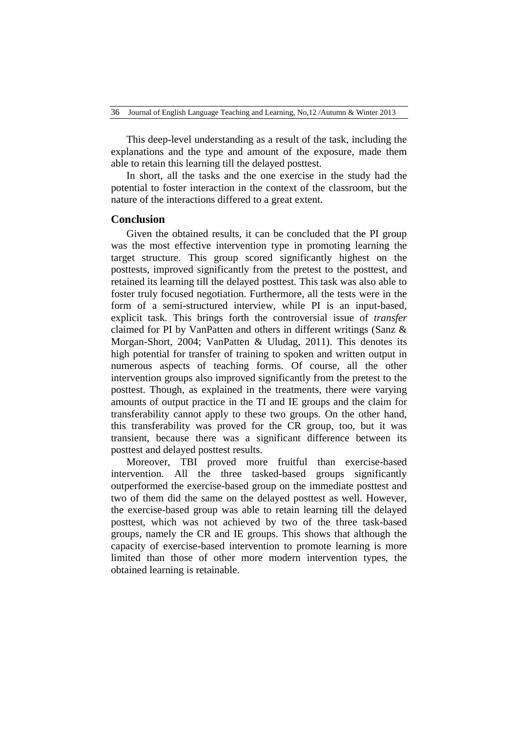This deep-level understanding as a result of the task, including the explanations and the type and amount of the exposure, made them able to retain this learning till the delayed posttest.

In short, all the tasks and the one exercise in the study had the potential to foster interaction in the context of the classroom, but the nature of the interactions differed to a great extent.

## Conclusion

Given the obtained results, it can be concluded that the PI group was the most effective intervention type in promoting learning the target structure. This group scored significantly highest on the posttests, improved significantly from the pretest to the posttest, and retained its learning till the delayed posttest. This task was also able to foster truly focused negotiation. Furthermore, all the tests were in the form of a semi-structured interview, while PI is an input-based, explicit task. This brings forth the controversial issue of *transfer* claimed for PI by VanPatten and others in different writings (Sanz & Morgan-Short, 2004; VanPatten & Uludag, 2011). This denotes its high potential for transfer of training to spoken and written output in numerous aspects of teaching forms. Of course, all the other intervention groups also improved significantly from the pretest to the posttest. Though, as explained in the treatments, there were varying amounts of output practice in the TI and IE groups and the claim for transferability cannot apply to these two groups. On the other hand, this transferability was proved for the CR group, too, but it was transient, because there was a significant difference between its posttest and delayed posttest results.

Moreover, TBI proved more fruitful than exercise-based intervention. All the three tasked-based groups significantly outperformed the exercise-based group on the immediate posttest and two of them did the same on the delayed posttest as well. However, the exercise-based group was able to retain learning till the delayed posttest, which was not achieved by two of the three task-based groups, namely the CR and IE groups. This shows that although the capacity of exercise-based intervention to promote learning is more limited than those of other more modern intervention types, the obtained learning is retainable.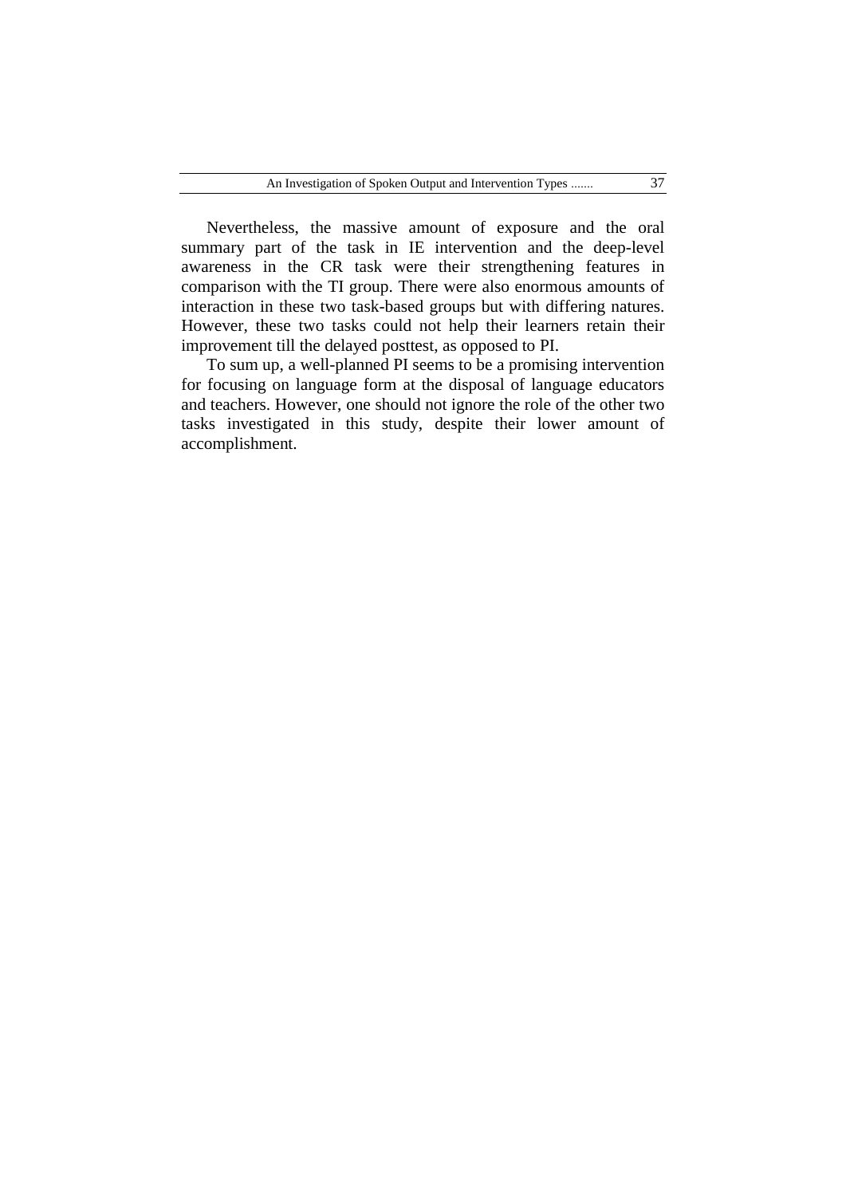Nevertheless, the massive amount of exposure and the oral summary part of the task in IE intervention and the deep-level awareness in the CR task were their strengthening features in comparison with the TI group. There were also enormous amounts of interaction in these two task-based groups but with differing natures. However, these two tasks could not help their learners retain their improvement till the delayed posttest, as opposed to PI.

To sum up, a well-planned PI seems to be a promising intervention for focusing on language form at the disposal of language educators and teachers. However, one should not ignore the role of the other two tasks investigated in this study, despite their lower amount of accomplishment.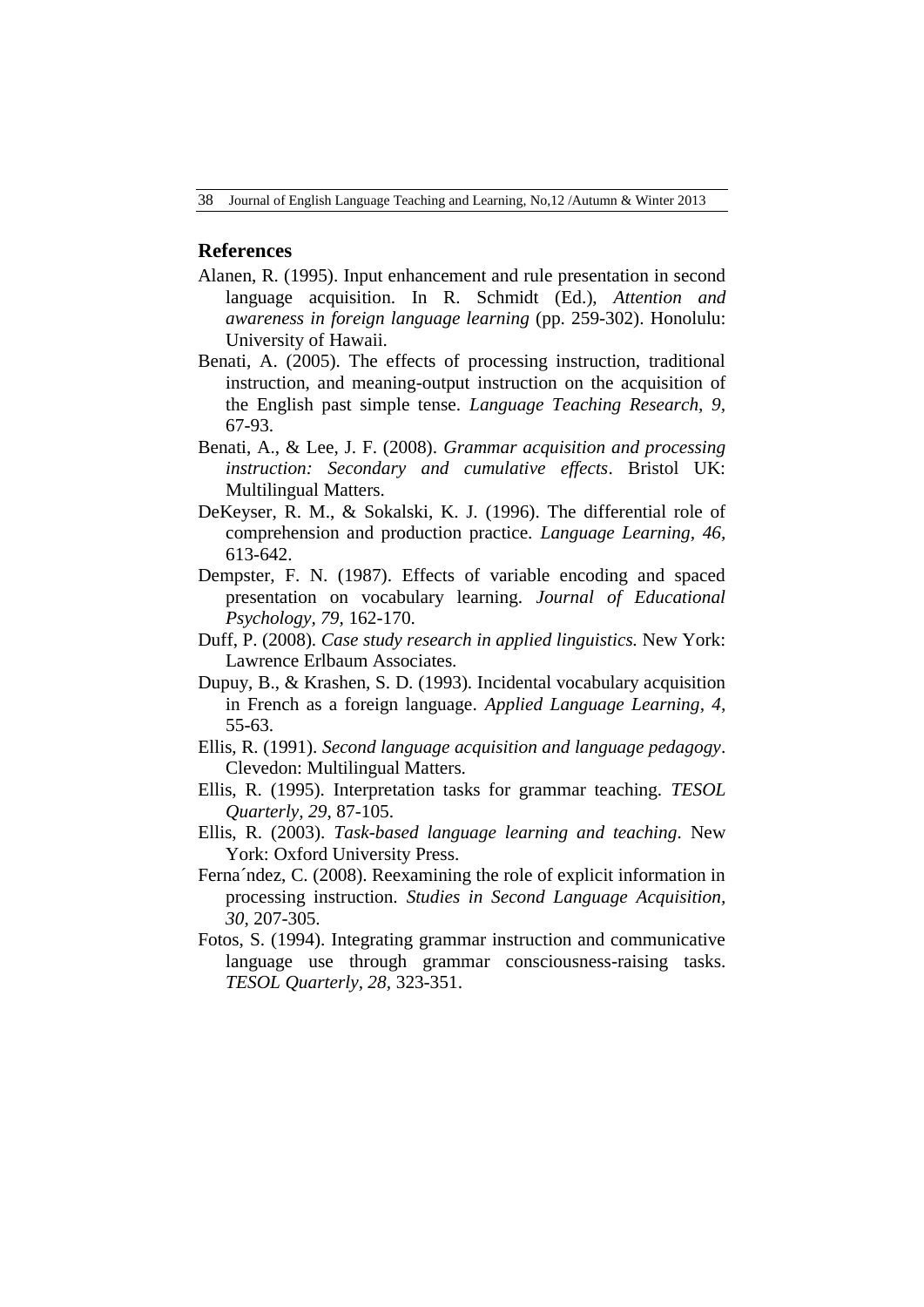## References

Alanen, R. (1995). Input enhancement and rule presentation in second language acquisition. In R. Schmidt (Ed.), *Attention and awareness in foreign language learning* (pp. 259-302). Honolulu: University of Hawaii.

Benati, A. (2005). The effects of processing instruction, traditional instruction, and meaning-output instruction on the acquisition of the English past simple tense. *Language Teaching Research, 9*, 67-93.

Benati, A., & Lee, J. F. (2008). *Grammar acquisition and processing instruction: Secondary and cumulative effects*. Bristol UK: Multilingual Matters.

DeKeyser, R. M., & Sokalski, K. J. (1996). The differential role of comprehension and production practice. *Language Learning, 46,* 613-642.

Dempster, F. N. (1987). Effects of variable encoding and spaced presentation on vocabulary learning. *Journal of Educational Psychology, 79*, 162-170.

Duff, P. (2008). *Case study research in applied linguistics*. New York: Lawrence Erlbaum Associates.

Dupuy, B., & Krashen, S. D. (1993). Incidental vocabulary acquisition in French as a foreign language. *Applied Language Learning, 4,* 55-63.

Ellis, R. (1991). *Second language acquisition and language pedagogy*. Clevedon: Multilingual Matters.

Ellis, R. (1995). Interpretation tasks for grammar teaching. *TESOL Quarterly, 29*, 87-105.

Ellis, R. (2003). *Task-based language learning and teaching*. New York: Oxford University Press.

Ferna´ndez, C. (2008). Reexamining the role of explicit information in processing instruction. *Studies in Second Language Acquisition, 30*, 207-305.

Fotos, S. (1994). Integrating grammar instruction and communicative language use through grammar consciousness-raising tasks. *TESOL Quarterly, 28*, 323-351.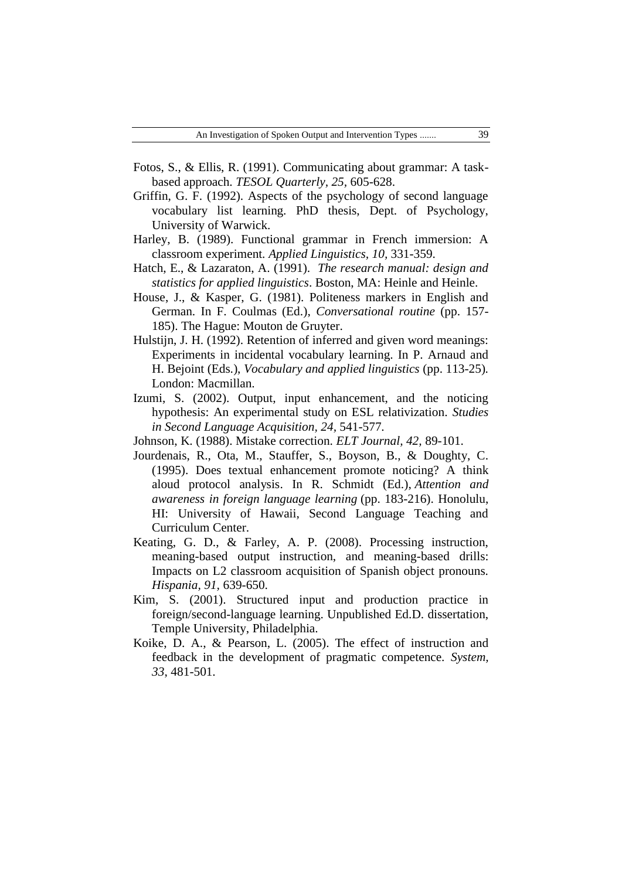Fotos, S., & Ellis, R. (1991). Communicating about grammar: A task-based approach. *TESOL Quarterly, 25*, 605-628.

Griffin, G. F. (1992). Aspects of the psychology of second language vocabulary list learning. PhD thesis, Dept. of Psychology, University of Warwick.

Harley, B. (1989). Functional grammar in French immersion: A classroom experiment. *Applied Linguistics, 10*, 331-359.

Hatch, E., & Lazaraton, A. (1991). *The research manual: design and statistics for applied linguistics*. Boston, MA: Heinle and Heinle.

House, J., & Kasper, G. (1981). Politeness markers in English and German. In F. Coulmas (Ed.), *Conversational routine* (pp. 157-185). The Hague: Mouton de Gruyter.

Hulstijn, J. H. (1992). Retention of inferred and given word meanings: Experiments in incidental vocabulary learning. In P. Arnaud and H. Bejoint (Eds.), *Vocabulary and applied linguistics* (pp. 113-25). London: Macmillan.

Izumi, S. (2002). Output, input enhancement, and the noticing hypothesis: An experimental study on ESL relativization. *Studies in Second Language Acquisition, 24*, 541-577.

Johnson, K. (1988). Mistake correction. *ELT Journal, 42*, 89-101.

Jourdenais, R., Ota, M., Stauffer, S., Boyson, B., & Doughty, C. (1995). Does textual enhancement promote noticing? A think aloud protocol analysis. In R. Schmidt (Ed.), *Attention and awareness in foreign language learning* (pp. 183-216). Honolulu, HI: University of Hawaii, Second Language Teaching and Curriculum Center.

Keating, G. D., & Farley, A. P. (2008). Processing instruction, meaning-based output instruction, and meaning-based drills: Impacts on L2 classroom acquisition of Spanish object pronouns. *Hispania, 91*, 639-650.

Kim, S. (2001). Structured input and production practice in foreign/second-language learning. Unpublished Ed.D. dissertation, Temple University, Philadelphia.

Koike, D. A., & Pearson, L. (2005). The effect of instruction and feedback in the development of pragmatic competence. *System, 33*, 481-501.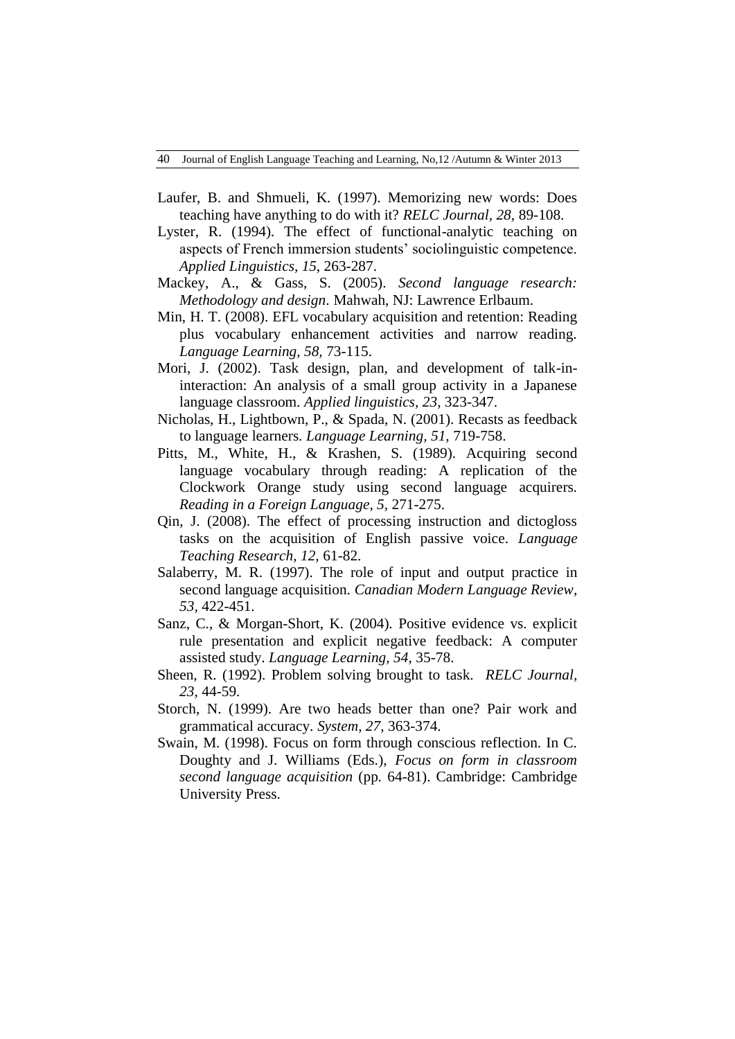Laufer, B. and Shmueli, K. (1997). Memorizing new words: Does teaching have anything to do with it? *RELC Journal, 28,* 89-108.

Lyster, R. (1994). The effect of functional-analytic teaching on aspects of French immersion students' sociolinguistic competence. *Applied Linguistics, 15,* 263-287.

Mackey, A., & Gass, S. (2005). *Second language research: Methodology and design*. Mahwah, NJ: Lawrence Erlbaum.

Min, H. T. (2008). EFL vocabulary acquisition and retention: Reading plus vocabulary enhancement activities and narrow reading. *Language Learning, 58,* 73-115.

Mori, J. (2002). Task design, plan, and development of talk-in-interaction: An analysis of a small group activity in a Japanese language classroom. *Applied linguistics, 23,* 323-347.

Nicholas, H., Lightbown, P., & Spada, N. (2001). Recasts as feedback to language learners. *Language Learning, 51,* 719-758.

Pitts, M., White, H., & Krashen, S. (1989). Acquiring second language vocabulary through reading: A replication of the Clockwork Orange study using second language acquirers. *Reading in a Foreign Language, 5,* 271-275.

Qin, J. (2008). The effect of processing instruction and dictogloss tasks on the acquisition of English passive voice. *Language Teaching Research, 12,* 61-82.

Salaberry, M. R. (1997). The role of input and output practice in second language acquisition. *Canadian Modern Language Review, 53,* 422-451.

Sanz, C., & Morgan-Short, K. (2004). Positive evidence vs. explicit rule presentation and explicit negative feedback: A computer assisted study. *Language Learning, 54,* 35-78.

Sheen, R. (1992). Problem solving brought to task. *RELC Journal, 23,* 44-59.

Storch, N. (1999). Are two heads better than one? Pair work and grammatical accuracy. *System, 27,* 363-374.

Swain, M. (1998). Focus on form through conscious reflection. In C. Doughty and J. Williams (Eds.), *Focus on form in classroom second language acquisition* (pp. 64-81). Cambridge: Cambridge University Press.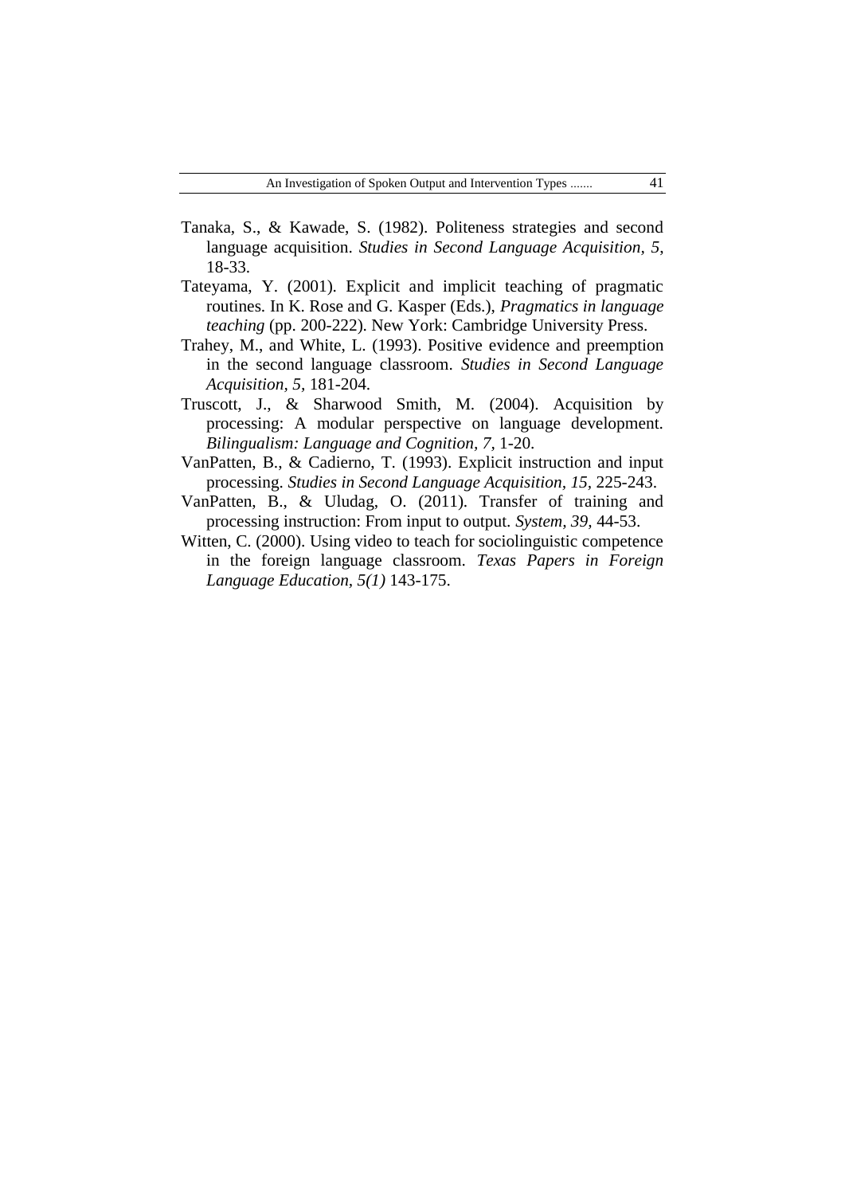Tanaka, S., & Kawade, S. (1982). Politeness strategies and second language acquisition. *Studies in Second Language Acquisition*, *5*, 18-33.

Tateyama, Y. (2001). Explicit and implicit teaching of pragmatic routines. In K. Rose and G. Kasper (Eds.), *Pragmatics in language teaching* (pp. 200-222). New York: Cambridge University Press.

Trahey, M., and White, L. (1993). Positive evidence and preemption in the second language classroom. *Studies in Second Language Acquisition, 5*, 181-204.

Truscott, J., & Sharwood Smith, M. (2004). Acquisition by processing: A modular perspective on language development. *Bilingualism: Language and Cognition, 7*, 1-20.

VanPatten, B., & Cadierno, T. (1993). Explicit instruction and input processing. *Studies in Second Language Acquisition, 15*, 225-243.

VanPatten, B., & Uludag, O. (2011). Transfer of training and processing instruction: From input to output. *System, 39*, 44-53.

Witten, C. (2000). Using video to teach for sociolinguistic competence in the foreign language classroom. *Texas Papers in Foreign Language Education, 5(1)* 143-175.